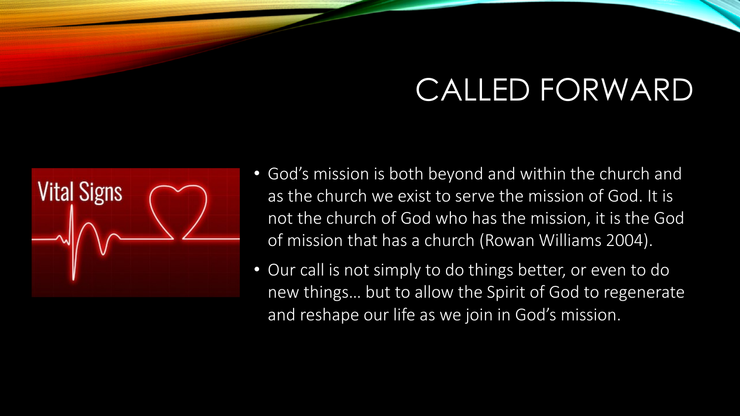# CALLED FORWARD

- God's mission is both beyond and within the church and as the church we exist to serve the mission of God. It is not the church of God who has the mission, it is the God of mission that has a church (Rowan Williams 2004).
- Our call is not simply to do things better, or even to do new things… but to allow the Spirit of God to regenerate and reshape our life as we join in God's mission.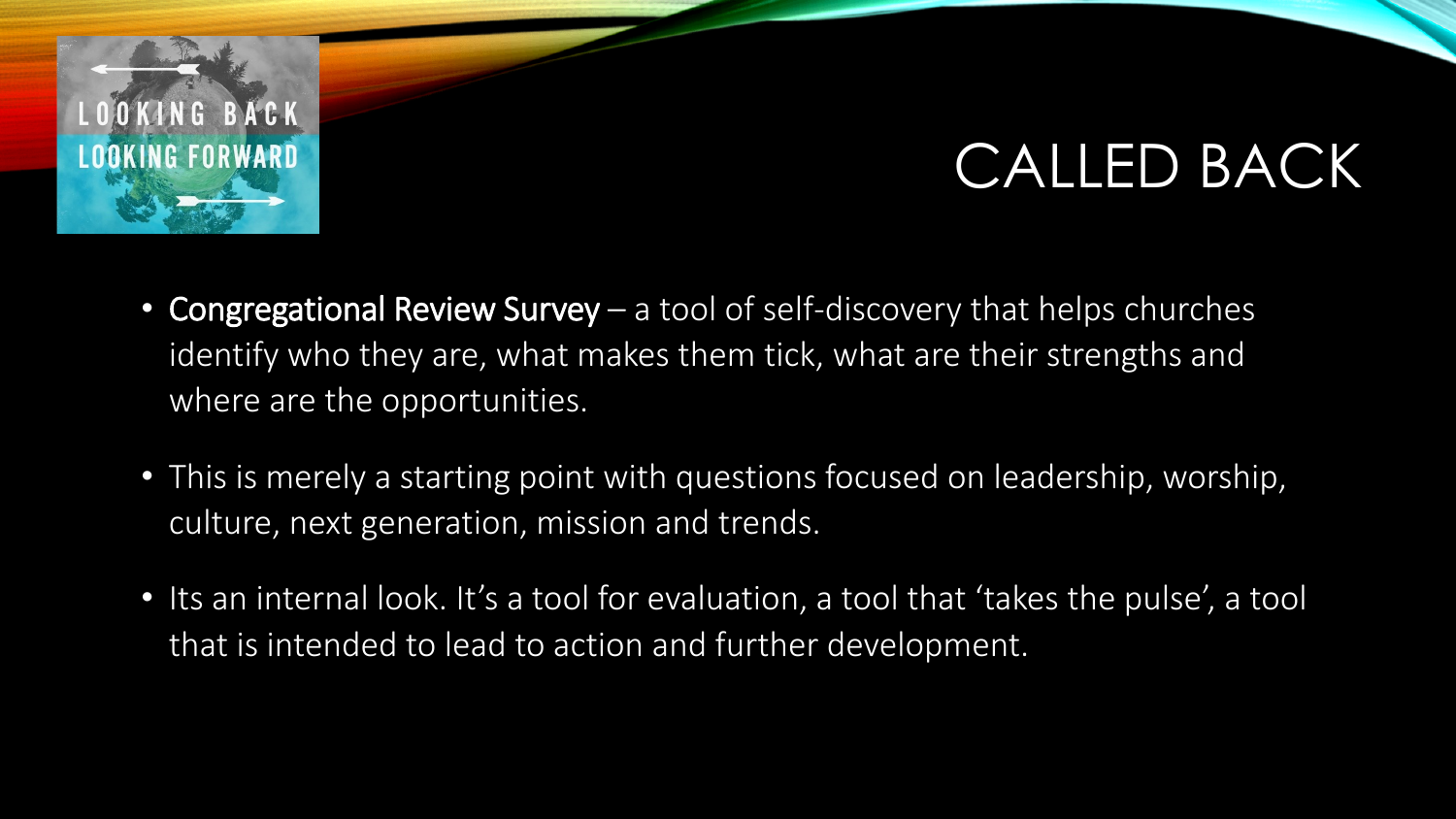# CALLED BACK

- **Congregational Review Survey** – a tool of self-discovery that helps churches identify who they are, what makes them tick, what are their strengths and where are the opportunities.
- This is merely a starting point with questions focused on leadership, worship, culture, next generation, mission and trends.
- Its an internal look. It's a tool for evaluation, a tool that 'takes the pulse', a tool that is intended to lead to action and further development.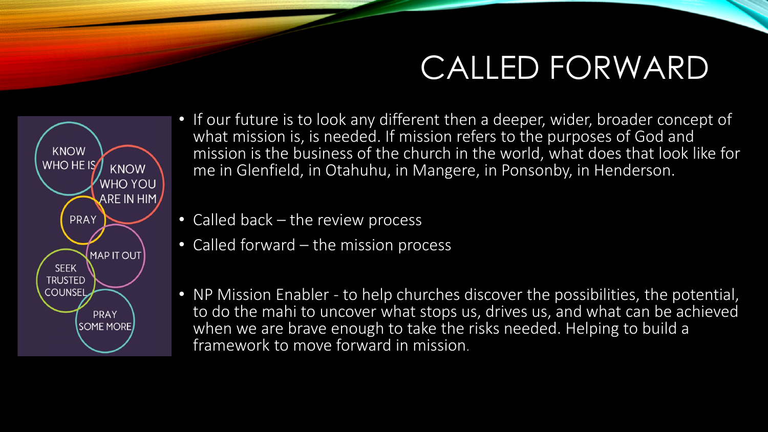# CALLED FORWARD

KNOW WHO HE IS

KNOW WHO YOU ARE IN HIM

PRAY

MAP IT OUT

SEEK TRUSTED COUNSEL

PRAY SOME MORE

- If our future is to look any different then a deeper, wider, broader concept of what mission is, is needed. If mission refers to the purposes of God and mission is the business of the church in the world, what does that look like for me in Glenfield, in Otahuhu, in Mangere, in Ponsonby, in Henderson.

- Called back – the review process
- Called forward – the mission process

- NP Mission Enabler - to help churches discover the possibilities, the potential, to do the mahi to uncover what stops us, drives us, and what can be achieved when we are brave enough to take the risks needed. Helping to build a framework to move forward in mission.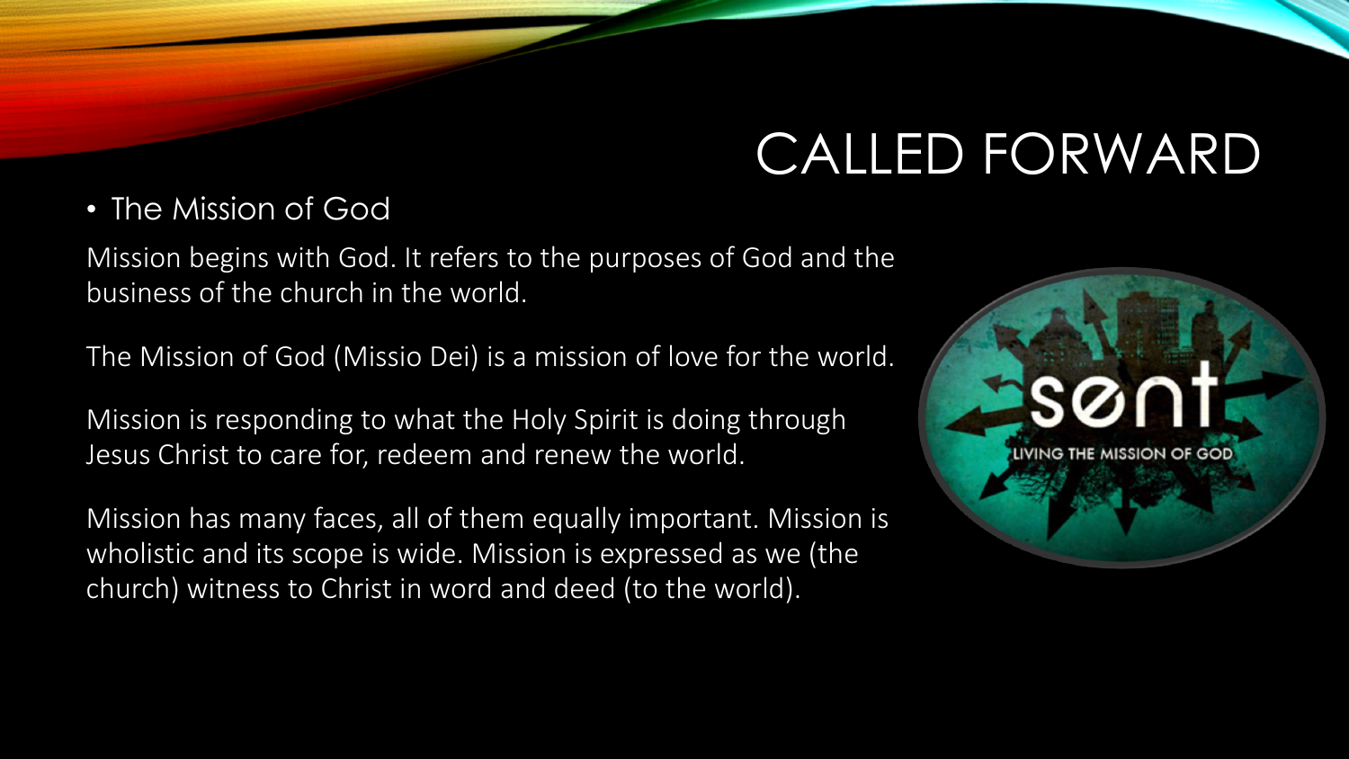# CALLED FORWARD

- The Mission of God

Mission begins with God. It refers to the purposes of God and the business of the church in the world.

The Mission of God (Missio Dei) is a mission of love for the world.

Mission is responding to what the Holy Spirit is doing through Jesus Christ to care for, redeem and renew the world.

Mission has many faces, all of them equally important. Mission is wholistic and its scope is wide. Mission is expressed as we (the church) witness to Christ in word and deed (to the world).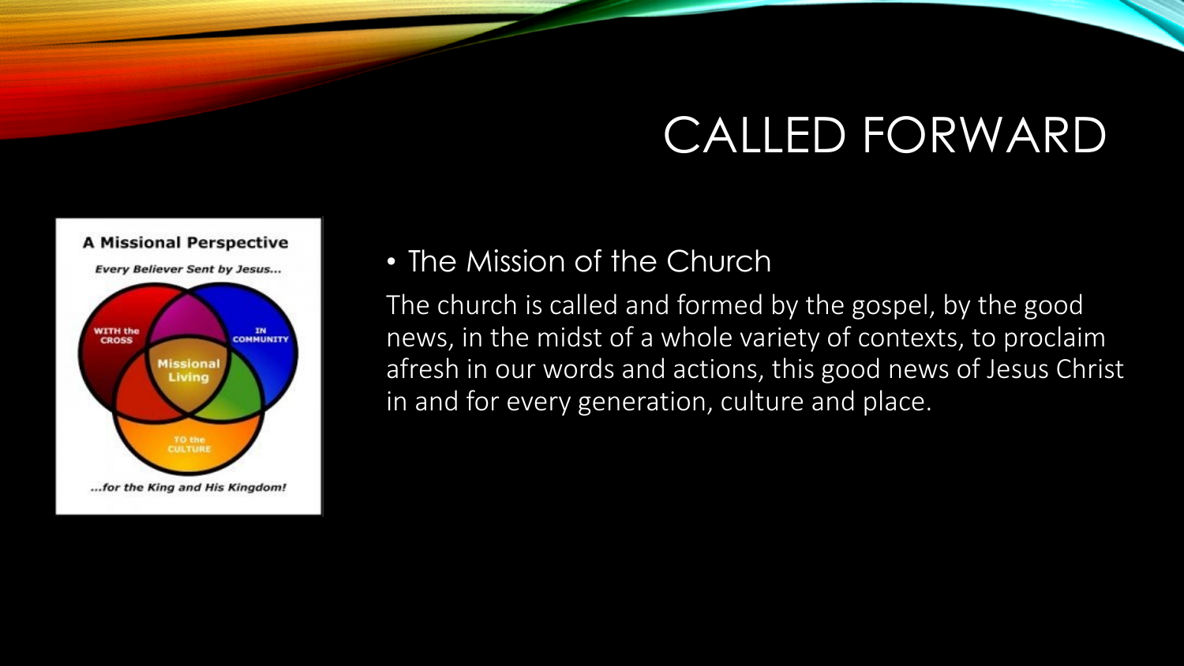# CALLED FORWARD

A Missional Perspective

*Every Believer Sent by Jesus...*

WITH the CROSS

IN COMMUNITY

Missional Living

TO the CULTURE

*...for the King and His Kingdom!*

- The Mission of the Church

The church is called and formed by the gospel, by the good news, in the midst of a whole variety of contexts, to proclaim afresh in our words and actions, this good news of Jesus Christ in and for every generation, culture and place.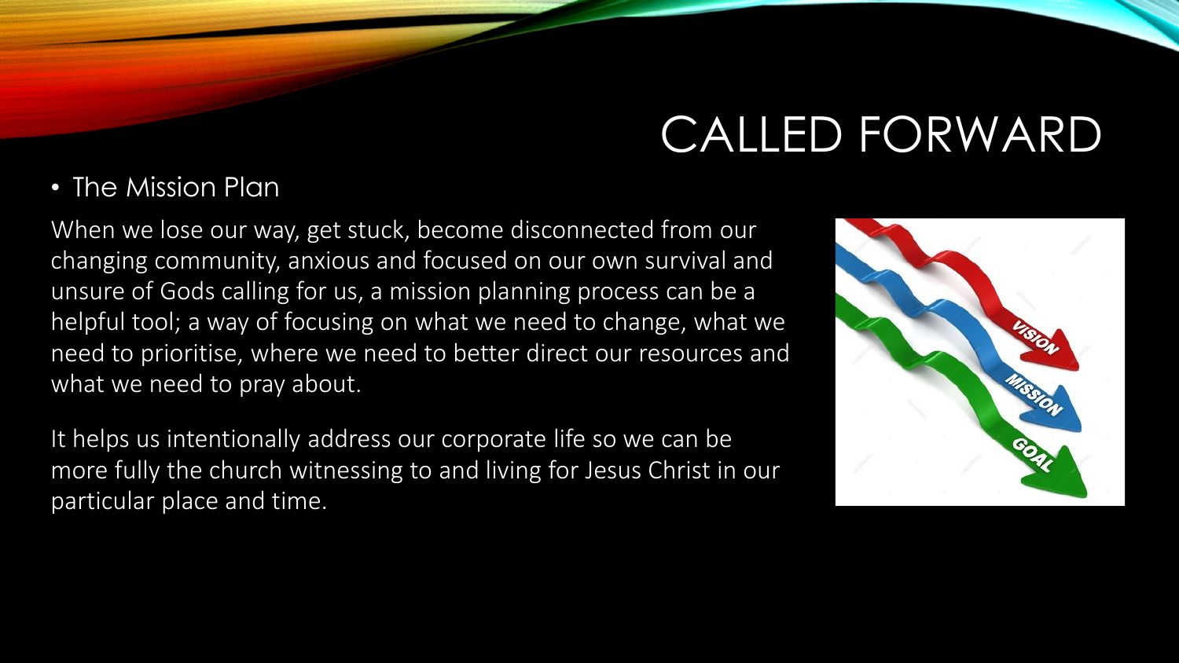# CALLED FORWARD

- The Mission Plan

When we lose our way, get stuck, become disconnected from our changing community, anxious and focused on our own survival and unsure of Gods calling for us, a mission planning process can be a helpful tool; a way of focusing on what we need to change, what we need to prioritise, where we need to better direct our resources and what we need to pray about.

It helps us intentionally address our corporate life so we can be more fully the church witnessing to and living for Jesus Christ in our particular place and time.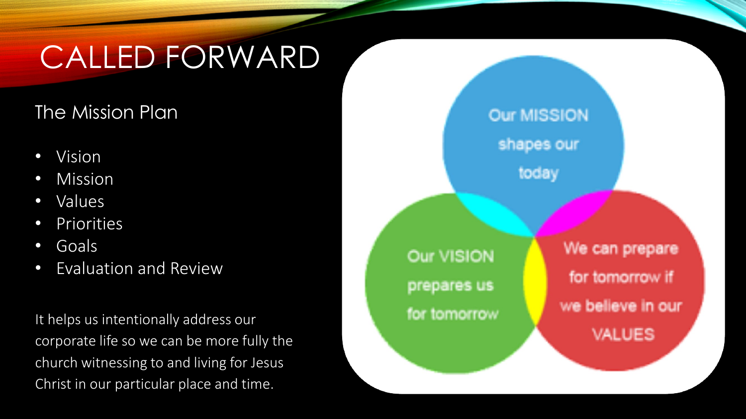# CALLED FORWARD

## The Mission Plan

- Vision
- Mission
- Values
- Priorities
- Goals
- Evaluation and Review

It helps us intentionally address our corporate life so we can be more fully the church witnessing to and living for Jesus Christ in our particular place and time.

Our MISSION shapes our today

Our VISION prepares us for tomorrow

We can prepare for tomorrow if we believe in our VALUES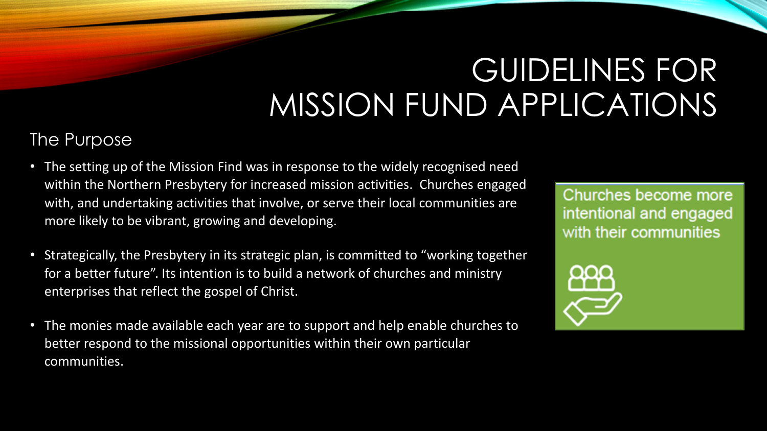# GUIDELINES FOR MISSION FUND APPLICATIONS

## The Purpose

- The setting up of the Mission Find was in response to the widely recognised need within the Northern Presbytery for increased mission activities. Churches engaged with, and undertaking activities that involve, or serve their local communities are more likely to be vibrant, growing and developing.
- Strategically, the Presbytery in its strategic plan, is committed to "working together for a better future". Its intention is to build a network of churches and ministry enterprises that reflect the gospel of Christ.
- The monies made available each year are to support and help enable churches to better respond to the missional opportunities within their own particular communities.

Churches become more intentional and engaged with their communities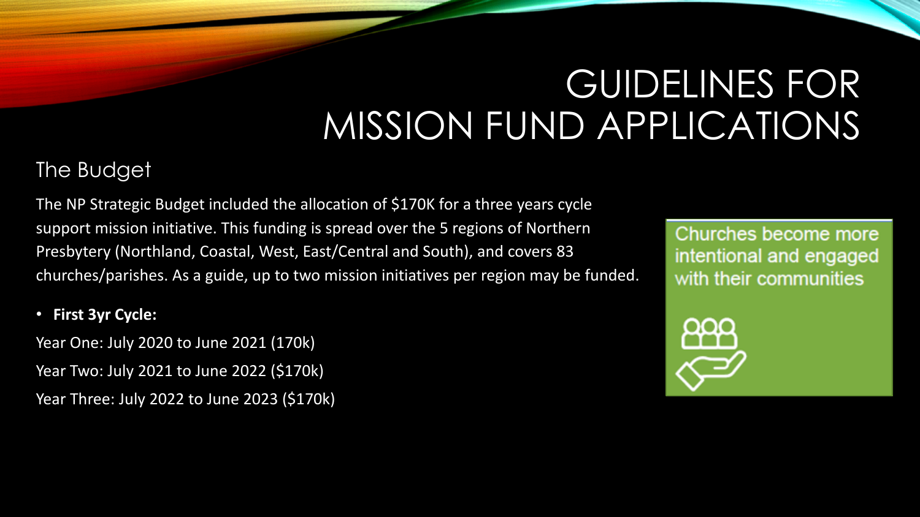# GUIDELINES FOR MISSION FUND APPLICATIONS

## The Budget

The NP Strategic Budget included the allocation of $170K for a three years cycle support mission initiative. This funding is spread over the 5 regions of Northern Presbytery (Northland, Coastal, West, East/Central and South), and covers 83 churches/parishes. As a guide, up to two mission initiatives per region may be funded.

- **First 3yr Cycle:**

Year One: July 2020 to June 2021 (170k)

Year Two: July 2021 to June 2022 ($170k)

Year Three: July 2022 to June 2023 ($170k)

Churches become more intentional and engaged with their communities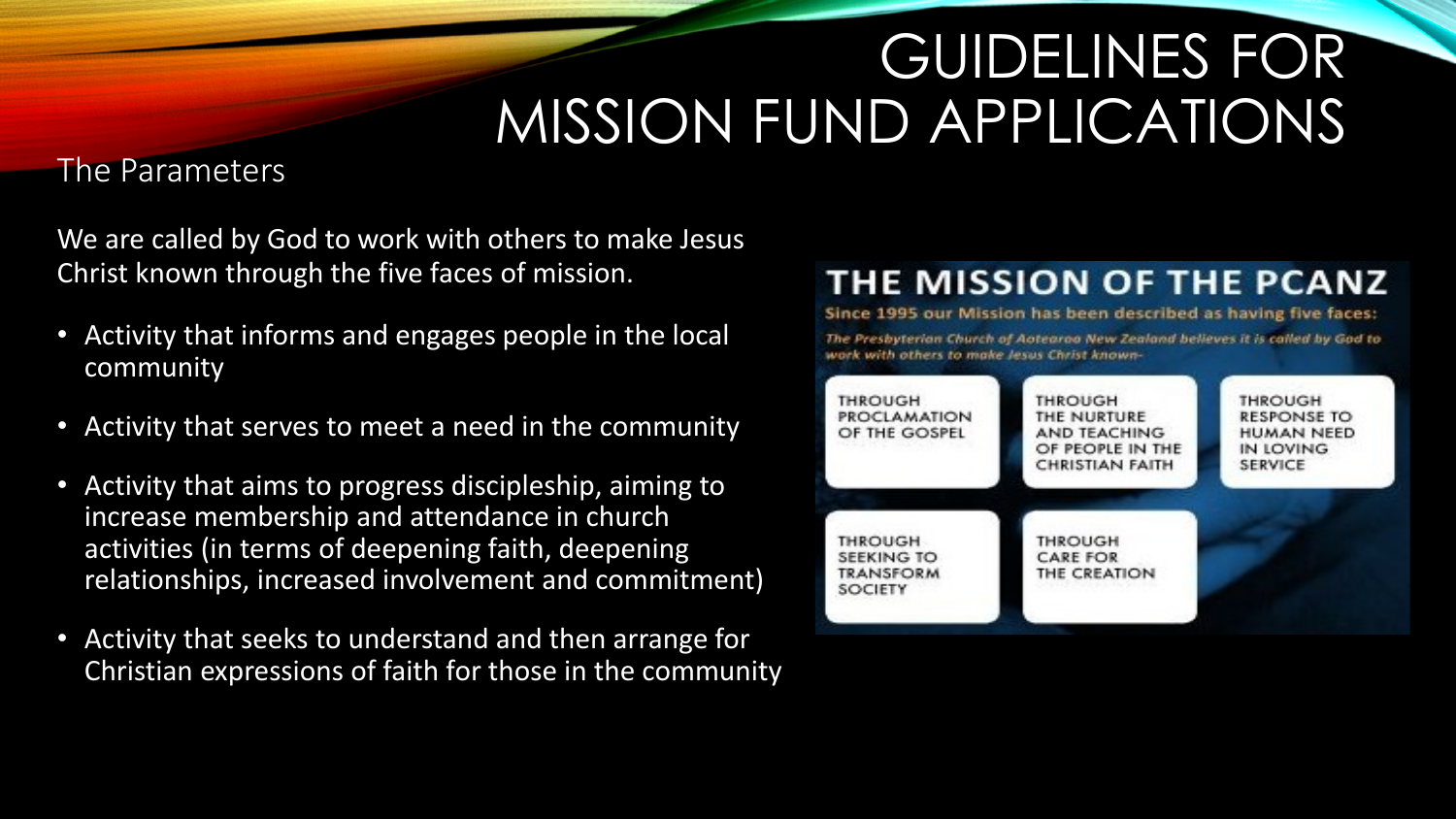# GUIDELINES FOR MISSION FUND APPLICATIONS

## The Parameters

We are called by God to work with others to make Jesus Christ known through the five faces of mission.

- Activity that informs and engages people in the local community
- Activity that serves to meet a need in the community
- Activity that aims to progress discipleship, aiming to increase membership and attendance in church activities (in terms of deepening faith, deepening relationships, increased involvement and commitment)
- Activity that seeks to understand and then arrange for Christian expressions of faith for those in the community

## THE MISSION OF THE PCANZ

**Since 1995 our Mission has been described as having five faces:**

*The Presbyterian Church of Aotearoa New Zealand believes it is called by God to work with others to make Jesus Christ known-*

- THROUGH PROCLAMATION OF THE GOSPEL
- THROUGH THE NURTURE AND TEACHING OF PEOPLE IN THE CHRISTIAN FAITH
- THROUGH RESPONSE TO HUMAN NEED IN LOVING SERVICE
- THROUGH SEEKING TO TRANSFORM SOCIETY
- THROUGH CARE FOR THE CREATION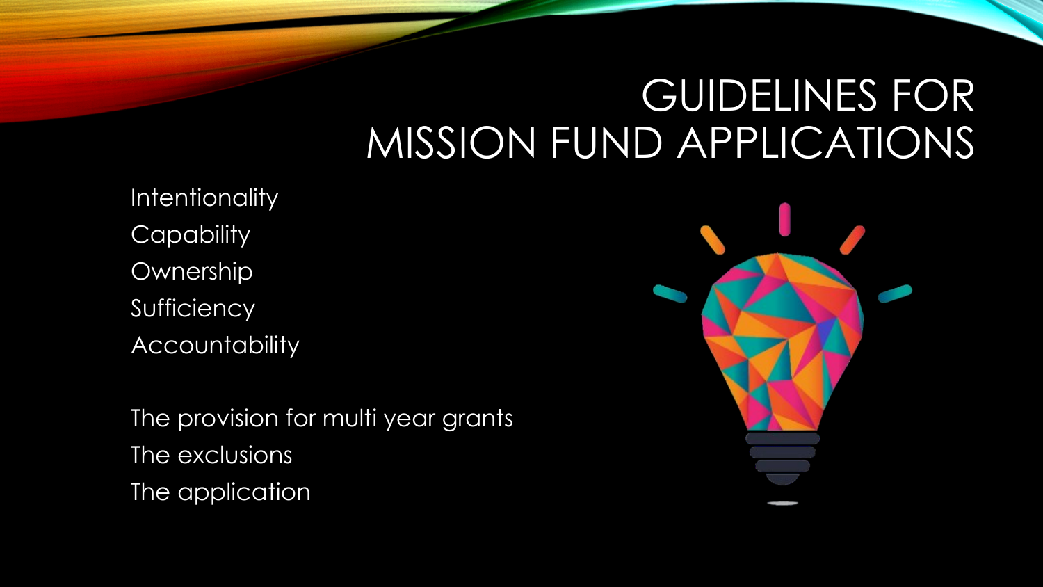# GUIDELINES FOR MISSION FUND APPLICATIONS

Intentionality
Capability
Ownership
Sufficiency
Accountability

The provision for multi year grants
The exclusions
The application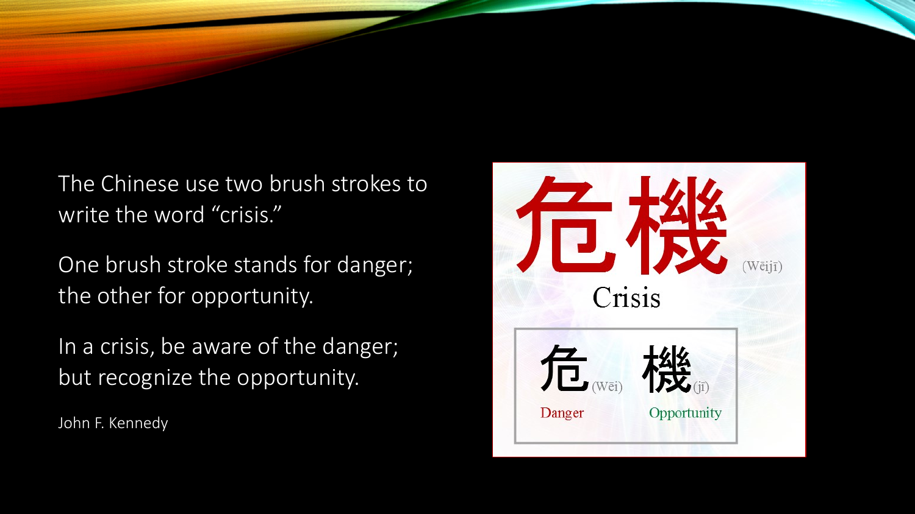The Chinese use two brush strokes to write the word "crisis."

One brush stroke stands for danger; the other for opportunity.

In a crisis, be aware of the danger; but recognize the opportunity.

John F. Kennedy

危機 (Wēijī)

Crisis

危 (Wēi)

Danger

機 (jī)

Opportunity